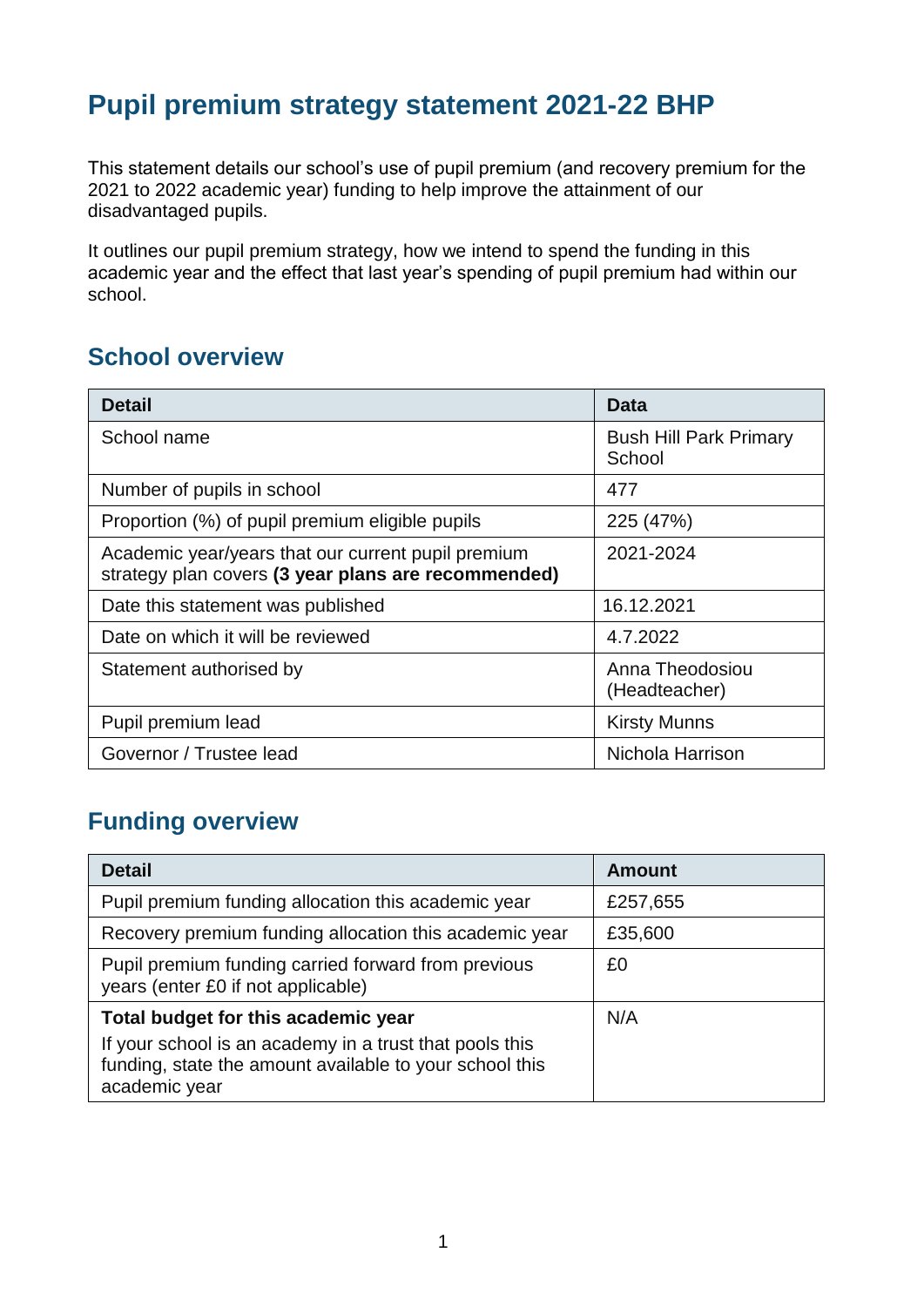# Pupil premium strategy statement 2021-22 BHP

This statement details our school's use of pupil premium (and recovery premium for the 2021 to 2022 academic year) funding to help improve the attainment of our disadvantaged pupils.

It outlines our pupil premium strategy, how we intend to spend the funding in this academic year and the effect that last year's spending of pupil premium had within our school.

## School overview

| Detail | Data |
|---|---|
| School name | Bush Hill Park Primary School |
| Number of pupils in school | 477 |
| Proportion (%) of pupil premium eligible pupils | 225 (47%) |
| Academic year/years that our current pupil premium strategy plan covers **(3 year plans are recommended)** | 2021-2024 |
| Date this statement was published | 16.12.2021 |
| Date on which it will be reviewed | 4.7.2022 |
| Statement authorised by | Anna Theodosiou (Headteacher) |
| Pupil premium lead | Kirsty Munns |
| Governor / Trustee lead | Nichola Harrison |

## Funding overview

| Detail | Amount |
|---|---|
| Pupil premium funding allocation this academic year | £257,655 |
| Recovery premium funding allocation this academic year | £35,600 |
| Pupil premium funding carried forward from previous years (enter £0 if not applicable) | £0 |
| **Total budget for this academic year**<br>If your school is an academy in a trust that pools this funding, state the amount available to your school this academic year | N/A |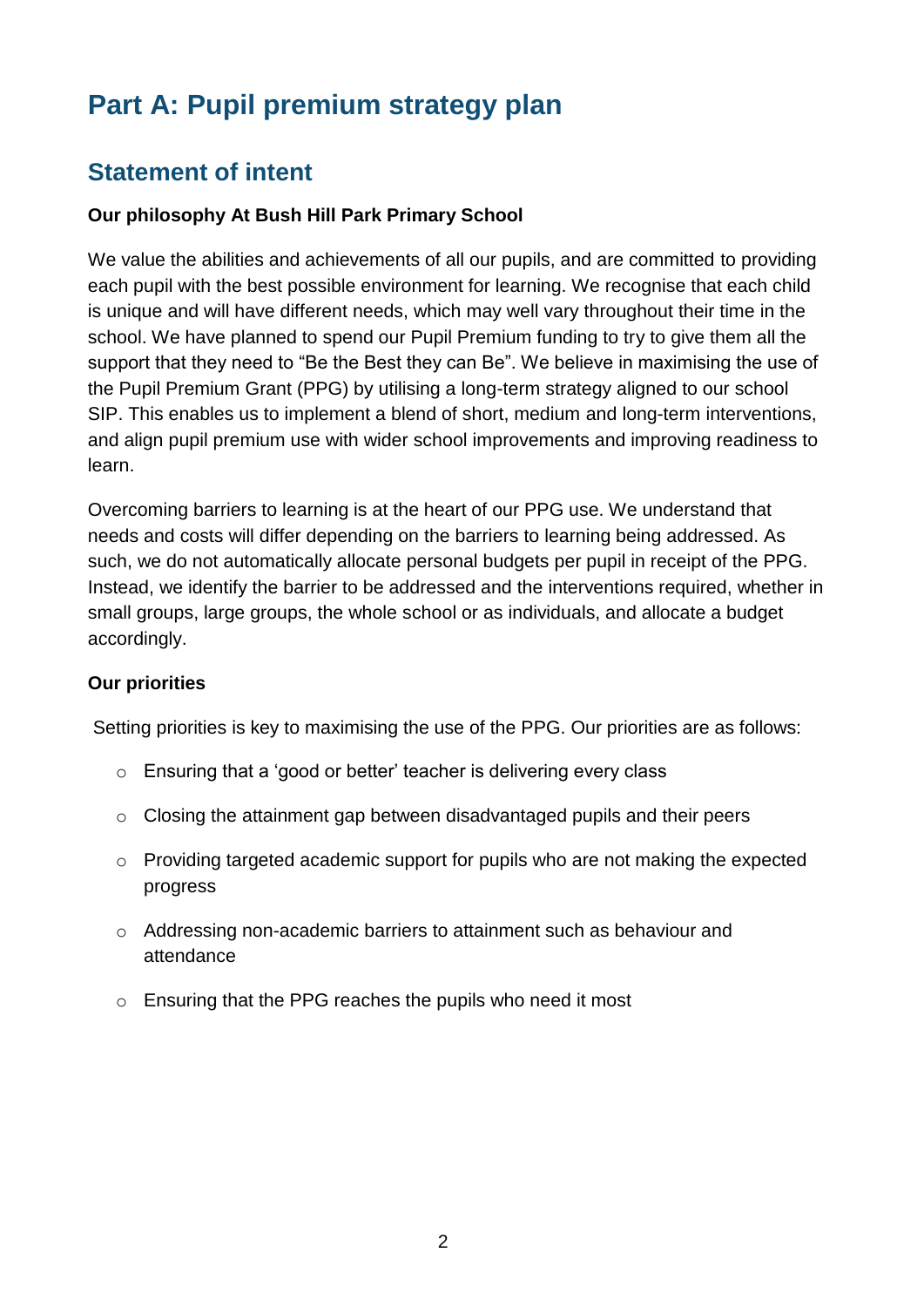# Part A: Pupil premium strategy plan

## Statement of intent

**Our philosophy At Bush Hill Park Primary School**

We value the abilities and achievements of all our pupils, and are committed to providing each pupil with the best possible environment for learning. We recognise that each child is unique and will have different needs, which may well vary throughout their time in the school. We have planned to spend our Pupil Premium funding to try to give them all the support that they need to "Be the Best they can Be". We believe in maximising the use of the Pupil Premium Grant (PPG) by utilising a long-term strategy aligned to our school SIP. This enables us to implement a blend of short, medium and long-term interventions, and align pupil premium use with wider school improvements and improving readiness to learn.

Overcoming barriers to learning is at the heart of our PPG use. We understand that needs and costs will differ depending on the barriers to learning being addressed. As such, we do not automatically allocate personal budgets per pupil in receipt of the PPG. Instead, we identify the barrier to be addressed and the interventions required, whether in small groups, large groups, the whole school or as individuals, and allocate a budget accordingly.

**Our priorities**

Setting priorities is key to maximising the use of the PPG. Our priorities are as follows:

- Ensuring that a 'good or better' teacher is delivering every class
- Closing the attainment gap between disadvantaged pupils and their peers
- Providing targeted academic support for pupils who are not making the expected progress
- Addressing non-academic barriers to attainment such as behaviour and attendance
- Ensuring that the PPG reaches the pupils who need it most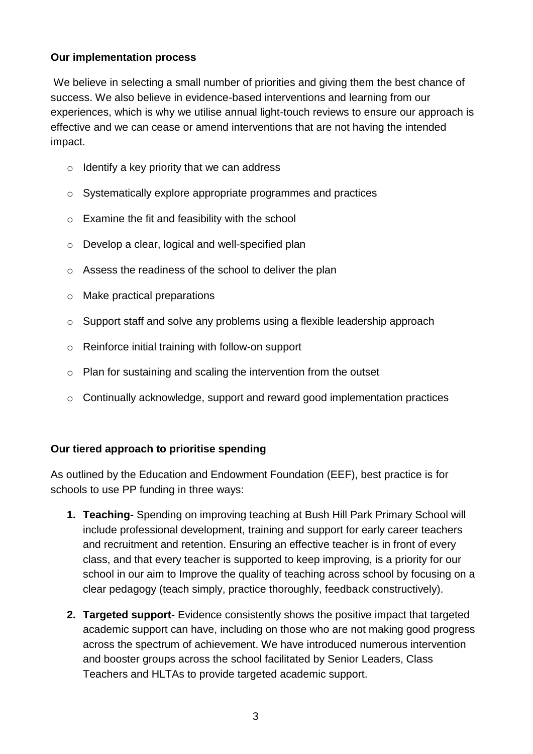**Our implementation process**

We believe in selecting a small number of priorities and giving them the best chance of success. We also believe in evidence-based interventions and learning from our experiences, which is why we utilise annual light-touch reviews to ensure our approach is effective and we can cease or amend interventions that are not having the intended impact.

- Identify a key priority that we can address
- Systematically explore appropriate programmes and practices
- Examine the fit and feasibility with the school
- Develop a clear, logical and well-specified plan
- Assess the readiness of the school to deliver the plan
- Make practical preparations
- Support staff and solve any problems using a flexible leadership approach
- Reinforce initial training with follow-on support
- Plan for sustaining and scaling the intervention from the outset
- Continually acknowledge, support and reward good implementation practices

**Our tiered approach to prioritise spending**

As outlined by the Education and Endowment Foundation (EEF), best practice is for schools to use PP funding in three ways:

1. **Teaching-** Spending on improving teaching at Bush Hill Park Primary School will include professional development, training and support for early career teachers and recruitment and retention. Ensuring an effective teacher is in front of every class, and that every teacher is supported to keep improving, is a priority for our school in our aim to Improve the quality of teaching across school by focusing on a clear pedagogy (teach simply, practice thoroughly, feedback constructively).
2. **Targeted support-** Evidence consistently shows the positive impact that targeted academic support can have, including on those who are not making good progress across the spectrum of achievement. We have introduced numerous intervention and booster groups across the school facilitated by Senior Leaders, Class Teachers and HLTAs to provide targeted academic support.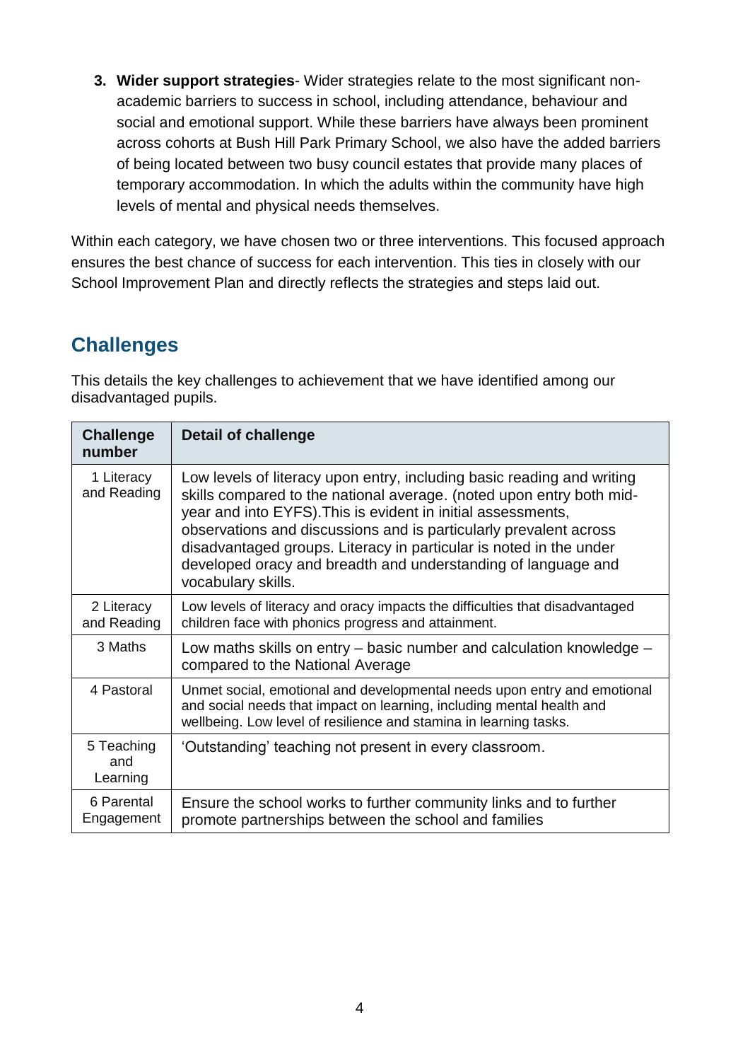3. **Wider support strategies**- Wider strategies relate to the most significant non-academic barriers to success in school, including attendance, behaviour and social and emotional support. While these barriers have always been prominent across cohorts at Bush Hill Park Primary School, we also have the added barriers of being located between two busy council estates that provide many places of temporary accommodation. In which the adults within the community have high levels of mental and physical needs themselves.

Within each category, we have chosen two or three interventions. This focused approach ensures the best chance of success for each intervention. This ties in closely with our School Improvement Plan and directly reflects the strategies and steps laid out.

## Challenges

This details the key challenges to achievement that we have identified among our disadvantaged pupils.

| Challenge number | Detail of challenge |
|---|---|
| 1 Literacy and Reading | Low levels of literacy upon entry, including basic reading and writing skills compared to the national average. (noted upon entry both mid-year and into EYFS).This is evident in initial assessments, observations and discussions and is particularly prevalent across disadvantaged groups. Literacy in particular is noted in the under developed oracy and breadth and understanding of language and vocabulary skills. |
| 2 Literacy and Reading | Low levels of literacy and oracy impacts the difficulties that disadvantaged children face with phonics progress and attainment. |
| 3 Maths | Low maths skills on entry – basic number and calculation knowledge – compared to the National Average |
| 4 Pastoral | Unmet social, emotional and developmental needs upon entry and emotional and social needs that impact on learning, including mental health and wellbeing. Low level of resilience and stamina in learning tasks. |
| 5 Teaching and Learning | 'Outstanding' teaching not present in every classroom. |
| 6 Parental Engagement | Ensure the school works to further community links and to further promote partnerships between the school and families |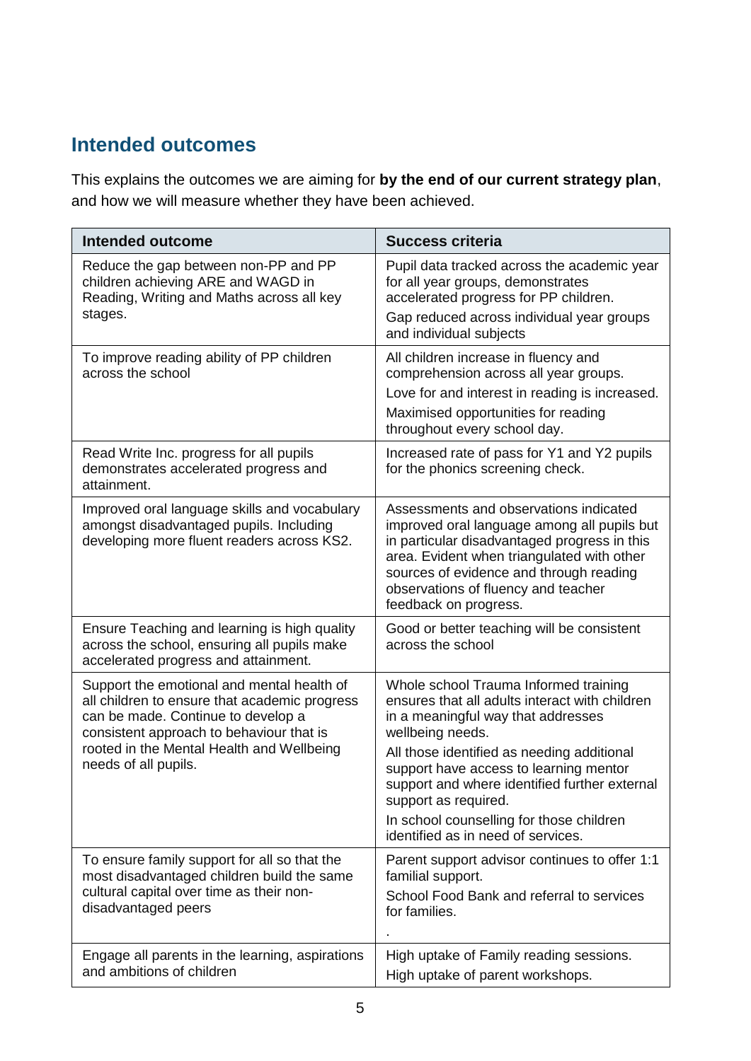## Intended outcomes

This explains the outcomes we are aiming for **by the end of our current strategy plan**, and how we will measure whether they have been achieved.

| Intended outcome | Success criteria |
|---|---|
| Reduce the gap between non-PP and PP children achieving ARE and WAGD in Reading, Writing and Maths across all key stages. | Pupil data tracked across the academic year for all year groups, demonstrates accelerated progress for PP children.<br>Gap reduced across individual year groups and individual subjects |
| To improve reading ability of PP children across the school | All children increase in fluency and comprehension across all year groups.<br>Love for and interest in reading is increased.<br>Maximised opportunities for reading throughout every school day. |
| Read Write Inc. progress for all pupils demonstrates accelerated progress and attainment. | Increased rate of pass for Y1 and Y2 pupils for the phonics screening check. |
| Improved oral language skills and vocabulary amongst disadvantaged pupils. Including developing more fluent readers across KS2. | Assessments and observations indicated improved oral language among all pupils but in particular disadvantaged progress in this area. Evident when triangulated with other sources of evidence and through reading observations of fluency and teacher feedback on progress. |
| Ensure Teaching and learning is high quality across the school, ensuring all pupils make accelerated progress and attainment. | Good or better teaching will be consistent across the school |
| Support the emotional and mental health of all children to ensure that academic progress can be made. Continue to develop a consistent approach to behaviour that is rooted in the Mental Health and Wellbeing needs of all pupils. | Whole school Trauma Informed training ensures that all adults interact with children in a meaningful way that addresses wellbeing needs.<br>All those identified as needing additional support have access to learning mentor support and where identified further external support as required.<br>In school counselling for those children identified as in need of services. |
| To ensure family support for all so that the most disadvantaged children build the same cultural capital over time as their non-disadvantaged peers | Parent support advisor continues to offer 1:1 familial support.<br>School Food Bank and referral to services for families.<br>. |
| Engage all parents in the learning, aspirations and ambitions of children | High uptake of Family reading sessions.<br>High uptake of parent workshops. |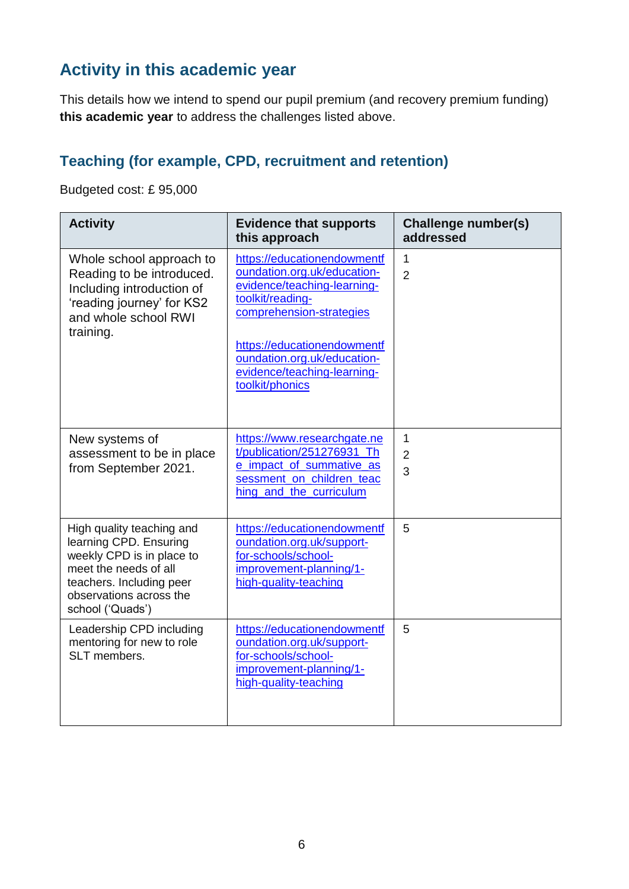## Activity in this academic year

This details how we intend to spend our pupil premium (and recovery premium funding) **this academic year** to address the challenges listed above.

### Teaching (for example, CPD, recruitment and retention)

Budgeted cost: £ 95,000

| Activity | Evidence that supports this approach | Challenge number(s) addressed |
|---|---|---|
| Whole school approach to Reading to be introduced. Including introduction of 'reading journey' for KS2 and whole school RWI training. | https://educationendowmentfoundation.org.uk/education-evidence/teaching-learning-toolkit/reading-comprehension-strategies<br><br>https://educationendowmentfoundation.org.uk/education-evidence/teaching-learning-toolkit/phonics | 1<br>2 |
| New systems of assessment to be in place from September 2021. | https://www.researchgate.net/publication/251276931_The_impact_of_summative_assessment_on_children_teaching_and_the_curriculum | 1<br>2<br>3 |
| High quality teaching and learning CPD. Ensuring weekly CPD is in place to meet the needs of all teachers. Including peer observations across the school ('Quads') | https://educationendowmentfoundation.org.uk/support-for-schools/school-improvement-planning/1-high-quality-teaching | 5 |
| Leadership CPD including mentoring for new to role SLT members. | https://educationendowmentfoundation.org.uk/support-for-schools/school-improvement-planning/1-high-quality-teaching | 5 |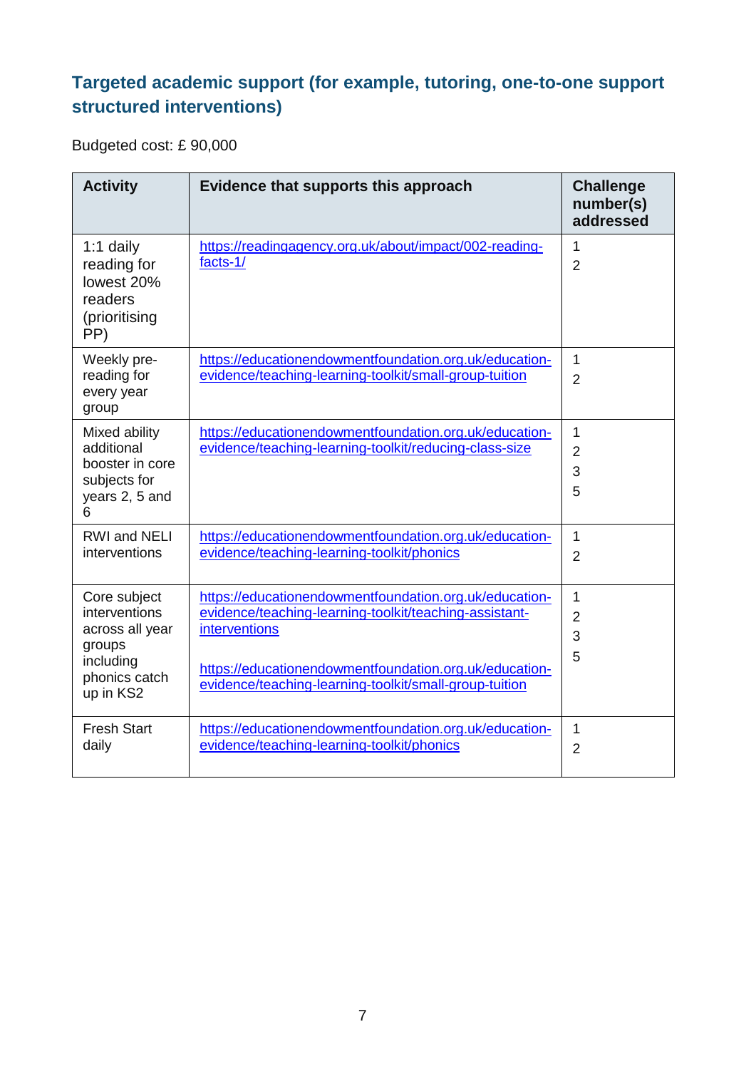## Targeted academic support (for example, tutoring, one-to-one support structured interventions)

Budgeted cost: £ 90,000

| Activity | Evidence that supports this approach | Challenge number(s) addressed |
|---|---|---|
| 1:1 daily reading for lowest 20% readers (prioritising PP) | https://readingagency.org.uk/about/impact/002-reading-facts-1/ | 1<br>2 |
| Weekly pre-reading for every year group | https://educationendowmentfoundation.org.uk/education-evidence/teaching-learning-toolkit/small-group-tuition | 1<br>2 |
| Mixed ability additional booster in core subjects for years 2, 5 and 6 | https://educationendowmentfoundation.org.uk/education-evidence/teaching-learning-toolkit/reducing-class-size | 1<br>2<br>3<br>5 |
| RWI and NELI interventions | https://educationendowmentfoundation.org.uk/education-evidence/teaching-learning-toolkit/phonics | 1<br>2 |
| Core subject interventions across all year groups including phonics catch up in KS2 | https://educationendowmentfoundation.org.uk/education-evidence/teaching-learning-toolkit/teaching-assistant-interventions<br><br>https://educationendowmentfoundation.org.uk/education-evidence/teaching-learning-toolkit/small-group-tuition | 1<br>2<br>3<br>5 |
| Fresh Start daily | https://educationendowmentfoundation.org.uk/education-evidence/teaching-learning-toolkit/phonics | 1<br>2 |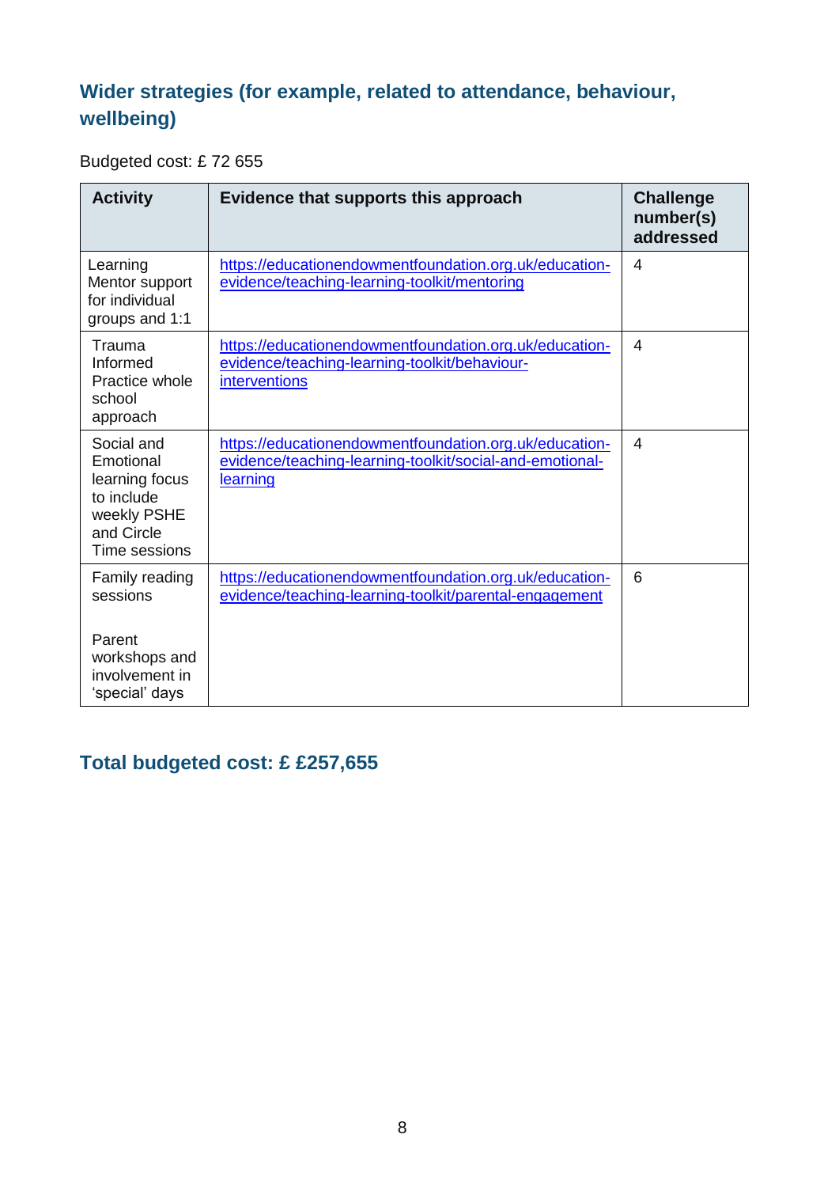## Wider strategies (for example, related to attendance, behaviour, wellbeing)

Budgeted cost: £ 72 655

| Activity | Evidence that supports this approach | Challenge number(s) addressed |
|---|---|---|
| Learning Mentor support for individual groups and 1:1 | https://educationendowmentfoundation.org.uk/education-evidence/teaching-learning-toolkit/mentoring | 4 |
| Trauma Informed Practice whole school approach | https://educationendowmentfoundation.org.uk/education-evidence/teaching-learning-toolkit/behaviour-interventions | 4 |
| Social and Emotional learning focus to include weekly PSHE and Circle Time sessions | https://educationendowmentfoundation.org.uk/education-evidence/teaching-learning-toolkit/social-and-emotional-learning | 4 |
| Family reading sessions<br><br>Parent workshops and involvement in 'special' days | https://educationendowmentfoundation.org.uk/education-evidence/teaching-learning-toolkit/parental-engagement | 6 |

## Total budgeted cost: £ £257,655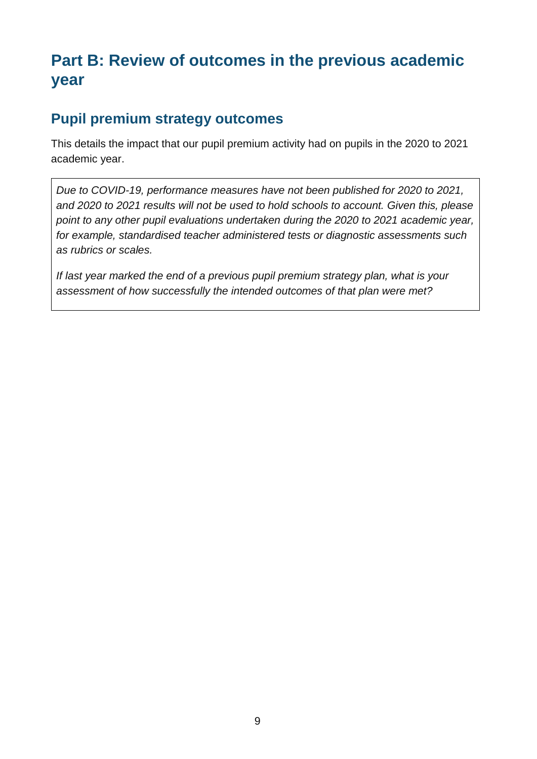# Part B: Review of outcomes in the previous academic year

## Pupil premium strategy outcomes

This details the impact that our pupil premium activity had on pupils in the 2020 to 2021 academic year.

| |
|---|
| *Due to COVID-19, performance measures have not been published for 2020 to 2021, and 2020 to 2021 results will not be used to hold schools to account. Given this, please point to any other pupil evaluations undertaken during the 2020 to 2021 academic year, for example, standardised teacher administered tests or diagnostic assessments such as rubrics or scales.*<br><br>*If last year marked the end of a previous pupil premium strategy plan, what is your assessment of how successfully the intended outcomes of that plan were met?* |